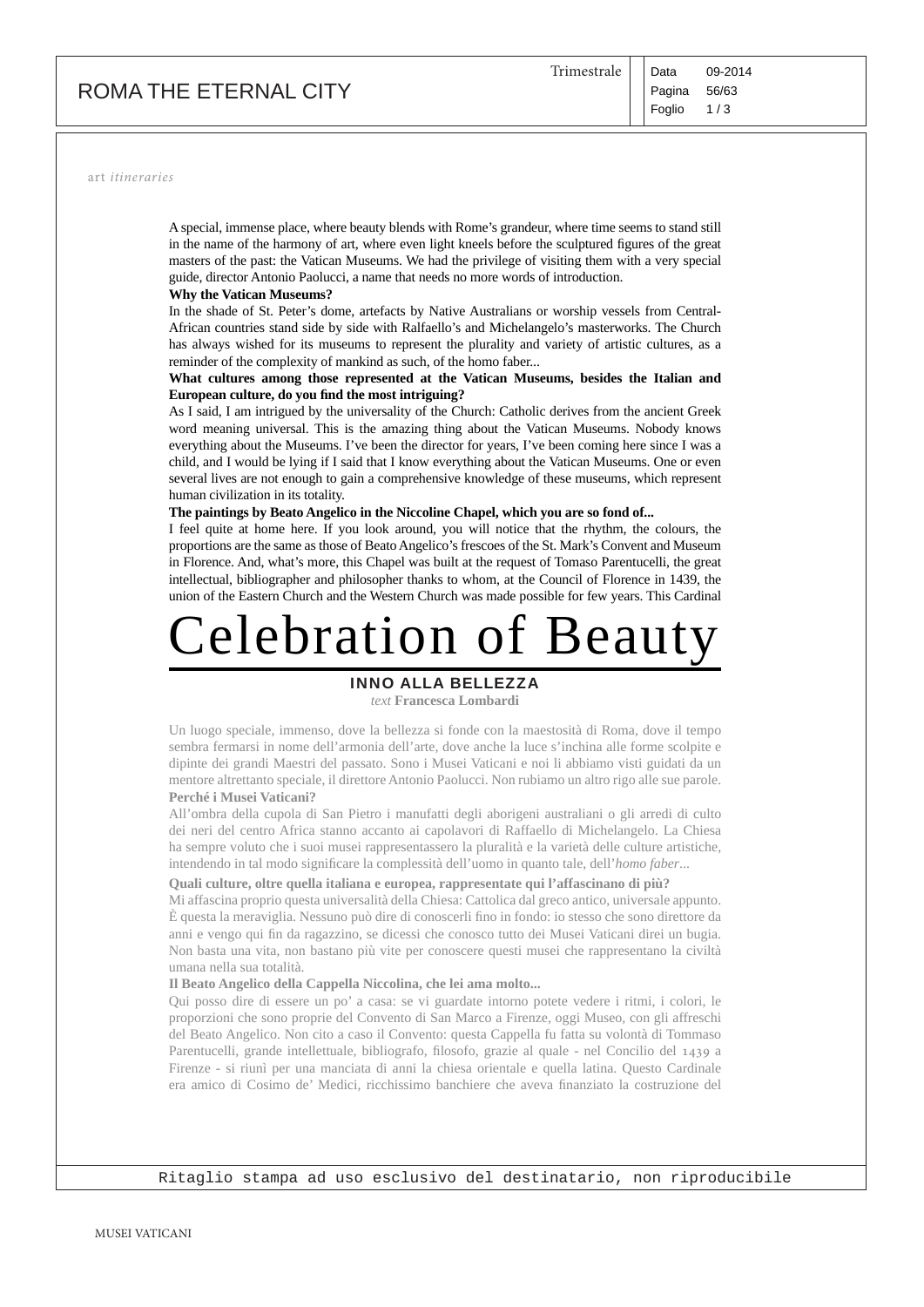art *itineraries*

A special, immense place, where beauty blends with Rome's grandeur, where time seems to stand still in the name of the harmony of art, where even light kneels before the sculptured figures of the great masters of the past: the Vatican Museums. We had the privilege of visiting them with a very special guide, director Antonio Paolucci, a name that needs no more words of introduction.

**Why the Vatican Museums?**

In the shade of St. Peter's dome, artefacts by Native Australians or worship vessels from Central-African countries stand side by side with Ralfaello's and Michelangelo's masterworks. The Church has always wished for its museums to represent the plurality and variety of artistic cultures, as a reminder of the complexity of mankind as such, of the homo faber...

**What cultures among those represented at the Vatican Museums, besides the Italian and European culture, do you find the most intriguing?**

As I said, I am intrigued by the universality of the Church: Catholic derives from the ancient Greek word meaning universal. This is the amazing thing about the Vatican Museums. Nobody knows everything about the Museums. I've been the director for years, I've been coming here since I was a child, and I would be lying if I said that I know everything about the Vatican Museums. One or even several lives are not enough to gain a comprehensive knowledge of these museums, which represent human civilization in its totality.

**The paintings by Beato Angelico in the Niccoline Chapel, which you are so fond of...**

I feel quite at home here. If you look around, you will notice that the rhythm, the colours, the proportions are the same as those of Beato Angelico's frescoes of the St. Mark's Convent and Museum in Florence. And, what's more, this Chapel was built at the request of Tomaso Parentucelli, the great intellectual, bibliographer and philosopher thanks to whom, at the Council of Florence in 1439, the union of the Eastern Church and the Western Church was made possible for few years. This Cardinal

# Celebration of Beauty

## INNO ALLA BELLEZZA

*text* **Francesca Lombardi**

Un luogo speciale, immenso, dove la bellezza si fonde con la maestosità di Roma, dove il tempo sembra fermarsi in nome dell'armonia dell'arte, dove anche la luce s'inchina alle forme scolpite e dipinte dei grandi Maestri del passato. Sono i Musei Vaticani e noi li abbiamo visti guidati da un mentore altrettanto speciale, il direttore Antonio Paolucci. Non rubiamo un altro rigo alle sue parole.

**Perché i Musei Vaticani?**

All'ombra della cupola di San Pietro i manufatti degli aborigeni australiani o gli arredi di culto dei neri del centro Africa stanno accanto ai capolavori di Raffaello di Michelangelo. La Chiesa ha sempre voluto che i suoi musei rappresentassero la pluralità e la varietà delle culture artistiche, intendendo in tal modo significare la complessità dell'uomo in quanto tale, dell'*homo faber*...

**Quali culture, oltre quella italiana e europea, rappresentate qui l'affascinano di più?**

Mi affascina proprio questa universalità della Chiesa: Cattolica dal greco antico, universale appunto. È questa la meraviglia. Nessuno può dire di conoscerli fino in fondo: io stesso che sono direttore da anni e vengo qui fin da ragazzino, se dicessi che conosco tutto dei Musei Vaticani direi un bugia. Non basta una vita, non bastano più vite per conoscere questi musei che rappresentano la civiltà umana nella sua totalità.

**Il Beato Angelico della Cappella Niccolina, che lei ama molto...**

Qui posso dire di essere un po' a casa: se vi guardate intorno potete vedere i ritmi, i colori, le proporzioni che sono proprie del Convento di San Marco a Firenze, oggi Museo, con gli affreschi del Beato Angelico. Non cito a caso il Convento: questa Cappella fu fatta su volontà di Tommaso Parentucelli, grande intellettuale, bibliografo, filosofo, grazie al quale - nel Concilio del 1439 a Firenze - si riunì per una manciata di anni la chiesa orientale e quella latina. Questo Cardinale era amico di Cosimo de' Medici, ricchissimo banchiere che aveva finanziato la costruzione del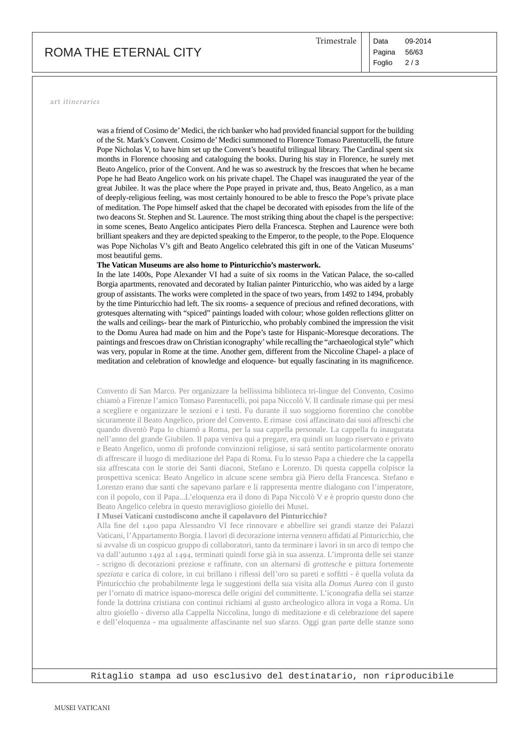art *itineraries*

was a friend of Cosimo de' Medici, the rich banker who had provided financial support for the building of the St. Mark's Convent. Cosimo de' Medici summoned to Florence Tomaso Parentucelli, the future Pope Nicholas V, to have him set up the Convent's beautiful trilingual library. The Cardinal spent six months in Florence choosing and cataloguing the books. During his stay in Florence, he surely met Beato Angelico, prior of the Convent. And he was so awestruck by the frescoes that when he became Pope he had Beato Angelico work on his private chapel. The Chapel was inaugurated the year of the great Jubilee. It was the place where the Pope prayed in private and, thus, Beato Angelico, as a man of deeply-religious feeling, was most certainly honoured to be able to fresco the Pope's private place of meditation. The Pope himself asked that the chapel be decorated with episodes from the life of the two deacons St. Stephen and St. Laurence. The most striking thing about the chapel is the perspective: in some scenes, Beato Angelico anticipates Piero della Francesca. Stephen and Laurence were both brilliant speakers and they are depicted speaking to the Emperor, to the people, to the Pope. Eloquence was Pope Nicholas V's gift and Beato Angelico celebrated this gift in one of the Vatican Museums' most beautiful gems.

**The Vatican Museums are also home to Pinturicchio's masterwork.**

In the late 1400s, Pope Alexander VI had a suite of six rooms in the Vatican Palace, the so-called Borgia apartments, renovated and decorated by Italian painter Pinturicchio, who was aided by a large group of assistants. The works were completed in the space of two years, from 1492 to 1494, probably by the time Pinturicchio had left. The six rooms- a sequence of precious and refined decorations, with grotesques alternating with "spiced" paintings loaded with colour; whose golden reflections glitter on the walls and ceilings- bear the mark of Pinturicchio, who probably combined the impression the visit to the Domu Aurea had made on him and the Pope's taste for Hispanic-Moresque decorations. The paintings and frescoes draw on Christian iconography' while recalling the "archaeological style" which was very, popular in Rome at the time. Another gem, different from the Niccoline Chapel- a place of meditation and celebration of knowledge and eloquence- but equally fascinating in its magnificence.

Convento di San Marco. Per organizzare la bellissima biblioteca tri-lingue del Convento, Cosimo chiamò a Firenze l'amico Tomaso Parentucelli, poi papa Niccolò V. Il cardinale rimase qui per mesi a scegliere e organizzare le sezioni e i testi. Fu durante il suo soggiorno fiorentino che conobbe sicuramente il Beato Angelico, priore del Convento. E rimase così affascinato dai suoi affreschi che quando diventò Papa lo chiamò a Roma, per la sua cappella personale. La cappella fu inaugurata nell'anno del grande Giubileo. Il papa veniva qui a pregare, era quindi un luogo riservato e privato e Beato Angelico, uomo di profonde convinzioni religiose, si sarà sentito particolarmente onorato di affrescare il luogo di meditazione del Papa di Roma. Fu lo stesso Papa a chiedere che la cappella sia affrescata con le storie dei Santi diaconi, Stefano e Lorenzo. Di questa cappella colpisce la prospettiva scenica: Beato Angelico in alcune scene sembra già Piero della Francesca. Stefano e Lorenzo erano due santi che sapevano parlare e li rappresenta mentre dialogano con l'imperatore, con il popolo, con il Papa...L'eloquenza era il dono di Papa Niccolò V e è proprio questo dono che Beato Angelico celebra in questo meraviglioso gioiello dei Musei.

**I Musei Vaticani custodiscono anche il capolavoro del Pinturicchio?**

Alla fine del 1400 papa Alessandro VI fece rinnovare e abbellire sei grandi stanze dei Palazzi Vaticani, l'Appartamento Borgia. I lavori di decorazione interna vennero affidati al Pinturicchio, che si avvalse di un cospicuo gruppo di collaboratori, tanto da terminare i lavori in un arco di tempo che va dall'autunno 1492 al 1494, terminati quindi forse già in sua assenza. L'impronta delle sei stanze - scrigno di decorazioni preziose e raffinate, con un alternarsi di *grottesche* e pittura fortemente *speziata* e carica di colore, in cui brillano i riflessi dell'oro su pareti e soffitti - è quella voluta da Pinturicchio che probabilmente lega le suggestioni della sua visita alla *Domus Aurea* con il gusto per l'ornato di matrice ispano-moresca delle origini del committente. L'iconografia della sei stanze fonde la dottrina cristiana con continui richiami al gusto archeologico allora in voga a Roma. Un altro gioiello - diverso alla Cappella Niccolina, luogo di meditazione e di celebrazione del sapere e dell'eloquenza - ma ugualmente affascinante nel suo sfarzo. Oggi gran parte delle stanze sono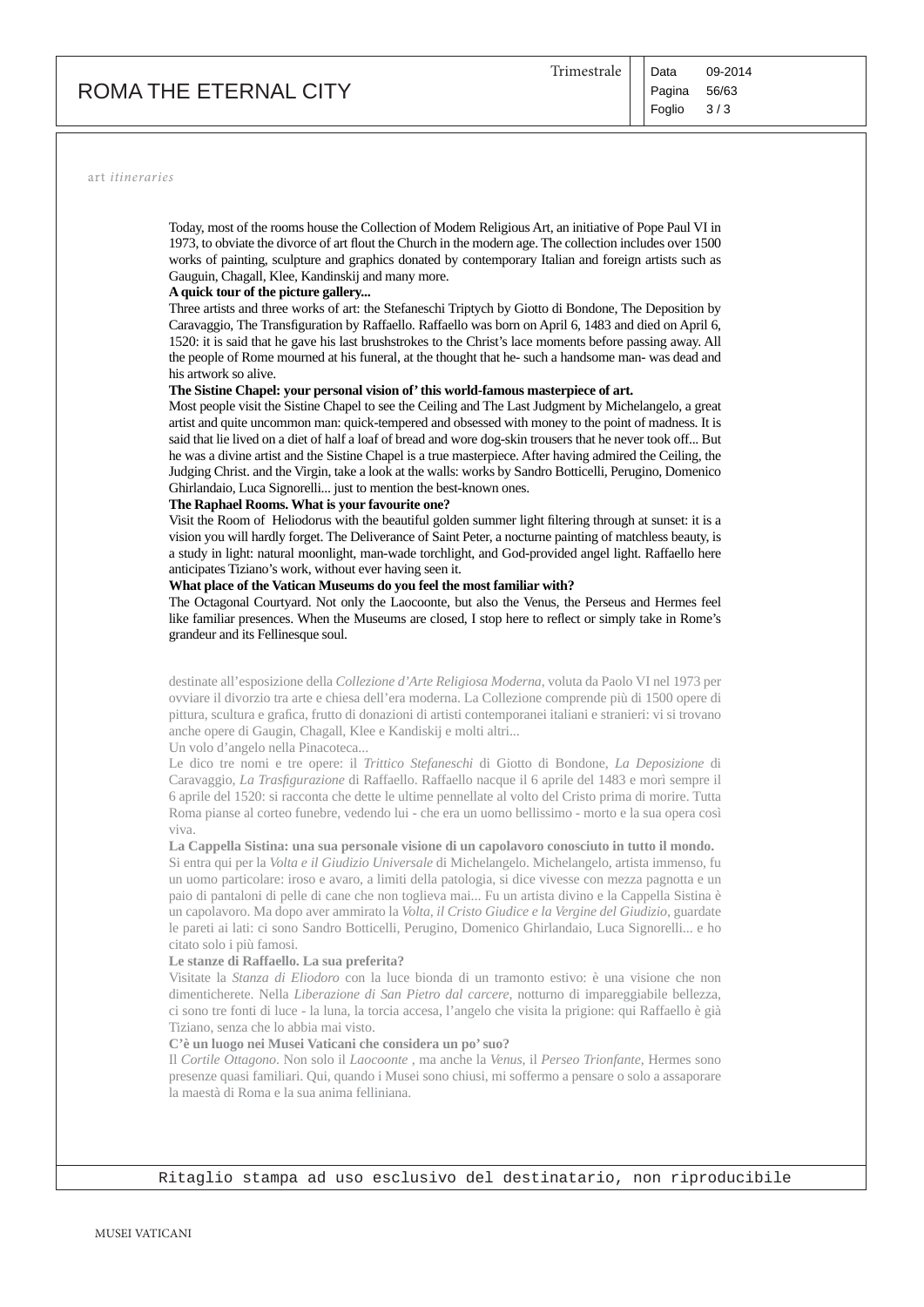art *itineraries*

Today, most of the rooms house the Collection of Modem Religious Art, an initiative of Pope Paul VI in 1973, to obviate the divorce of art flout the Church in the modern age. The collection includes over 1500 works of painting, sculpture and graphics donated by contemporary Italian and foreign artists such as Gauguin, Chagall, Klee, Kandinskij and many more.

**A quick tour of the picture gallery...**

Three artists and three works of art: the Stefaneschi Triptych by Giotto di Bondone, The Deposition by Caravaggio, The Transfiguration by Raffaello. Raffaello was born on April 6, 1483 and died on April 6, 1520: it is said that he gave his last brushstrokes to the Christ's lace moments before passing away. All the people of Rome mourned at his funeral, at the thought that he- such a handsome man- was dead and his artwork so alive.

**The Sistine Chapel: your personal vision of' this world-famous masterpiece of art.**

Most people visit the Sistine Chapel to see the Ceiling and The Last Judgment by Michelangelo, a great artist and quite uncommon man: quick-tempered and obsessed with money to the point of madness. It is said that lie lived on a diet of half a loaf of bread and wore dog-skin trousers that he never took off... But he was a divine artist and the Sistine Chapel is a true masterpiece. After having admired the Ceiling, the Judging Christ. and the Virgin, take a look at the walls: works by Sandro Botticelli, Perugino, Domenico Ghirlandaio, Luca Signorelli... just to mention the best-known ones.

**The Raphael Rooms. What is your favourite one?**

Visit the Room of Heliodorus with the beautiful golden summer light filtering through at sunset: it is a vision you will hardly forget. The Deliverance of Saint Peter, a nocturne painting of matchless beauty, is a study in light: natural moonlight, man-wade torchlight, and God-provided angel light. Raffaello here anticipates Tiziano's work, without ever having seen it.

**What place of the Vatican Museums do you feel the most familiar with?**

The Octagonal Courtyard. Not only the Laocoonte, but also the Venus, the Perseus and Hermes feel like familiar presences. When the Museums are closed, I stop here to reflect or simply take in Rome's grandeur and its Fellinesque soul.

destinate all'esposizione della *Collezione d'Arte Religiosa Moderna*, voluta da Paolo VI nel 1973 per ovviare il divorzio tra arte e chiesa dell'era moderna. La Collezione comprende più di 1500 opere di pittura, scultura e grafica, frutto di donazioni di artisti contemporanei italiani e stranieri: vi si trovano anche opere di Gaugin, Chagall, Klee e Kandiskij e molti altri...

Un volo d'angelo nella Pinacoteca...

Le dico tre nomi e tre opere: il *Trittico Stefaneschi* di Giotto di Bondone, *La Deposizione* di Caravaggio, *La Trasfigurazione* di Raffaello. Raffaello nacque il 6 aprile del 1483 e morì sempre il 6 aprile del 1520: si racconta che dette le ultime pennellate al volto del Cristo prima di morire. Tutta Roma pianse al corteo funebre, vedendo lui - che era un uomo bellissimo - morto e la sua opera così viva.

**La Cappella Sistina: una sua personale visione di un capolavoro conosciuto in tutto il mondo.**

Si entra qui per la *Volta e il Giudizio Universale* di Michelangelo. Michelangelo, artista immenso, fu un uomo particolare: iroso e avaro, a limiti della patologia, si dice vivesse con mezza pagnotta e un paio di pantaloni di pelle di cane che non toglieva mai... Fu un artista divino e la Cappella Sistina è un capolavoro. Ma dopo aver ammirato la *Volta, il Cristo Giudice e la Vergine del Giudizio*, guardate le pareti ai lati: ci sono Sandro Botticelli, Perugino, Domenico Ghirlandaio, Luca Signorelli... e ho citato solo i più famosi.

**Le stanze di Raffaello. La sua preferita?**

Visitate la *Stanza di Eliodoro* con la luce bionda di un tramonto estivo: è una visione che non dimenticherete. Nella *Liberazione di San Pietro dal carcere*, notturno di impareggiabile bellezza, ci sono tre fonti di luce - la luna, la torcia accesa, l'angelo che visita la prigione: qui Raffaello è già Tiziano, senza che lo abbia mai visto.

**C'è un luogo nei Musei Vaticani che considera un po' suo?**

Il *Cortile Ottagono*. Non solo il *Laocoonte* , ma anche la *Venus*, il *Perseo Trionfante*, Hermes sono presenze quasi familiari. Qui, quando i Musei sono chiusi, mi soffermo a pensare o solo a assaporare la maestà di Roma e la sua anima felliniana.